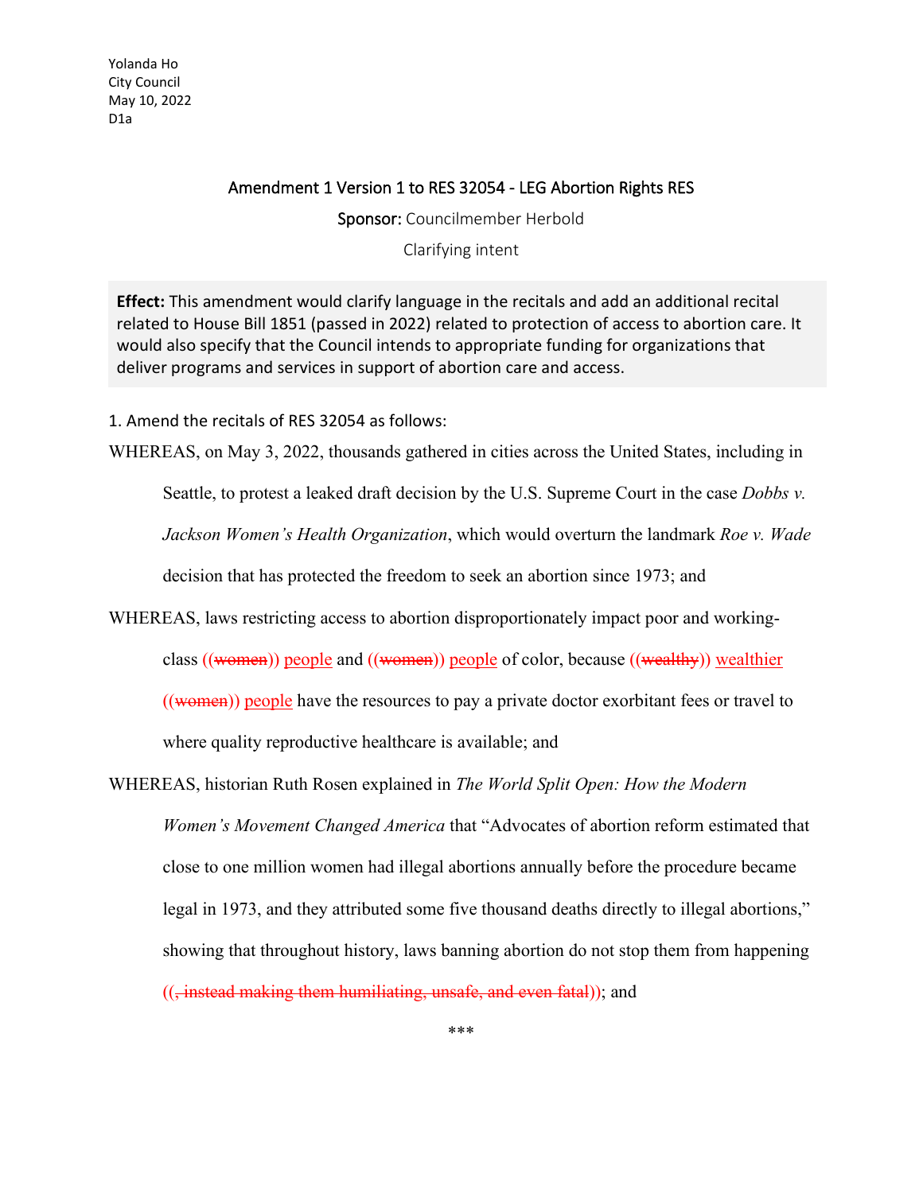Yolanda Ho
City Council
May 10, 2022
D1a

## Amendment 1 Version 1 to RES 32054 - LEG Abortion Rights RES

**Sponsor:** Councilmember Herbold

Clarifying intent

**Effect:** This amendment would clarify language in the recitals and add an additional recital related to House Bill 1851 (passed in 2022) related to protection of access to abortion care. It would also specify that the Council intends to appropriate funding for organizations that deliver programs and services in support of abortion care and access.

1. Amend the recitals of RES 32054 as follows:

WHEREAS, on May 3, 2022, thousands gathered in cities across the United States, including in Seattle, to protest a leaked draft decision by the U.S. Supreme Court in the case *Dobbs v. Jackson Women's Health Organization*, which would overturn the landmark *Roe v. Wade* decision that has protected the freedom to seek an abortion since 1973; and

WHEREAS, laws restricting access to abortion disproportionately impact poor and working-class ((~~women~~)) <u>people</u> and ((~~women~~)) <u>people</u> of color, because ((~~wealthy~~)) <u>wealthier</u> ((~~women~~)) <u>people</u> have the resources to pay a private doctor exorbitant fees or travel to where quality reproductive healthcare is available; and

WHEREAS, historian Ruth Rosen explained in *The World Split Open: How the Modern Women's Movement Changed America* that "Advocates of abortion reform estimated that close to one million women had illegal abortions annually before the procedure became legal in 1973, and they attributed some five thousand deaths directly to illegal abortions," showing that throughout history, laws banning abortion do not stop them from happening ((~~, instead making them humiliating, unsafe, and even fatal~~)); and

\*\*\*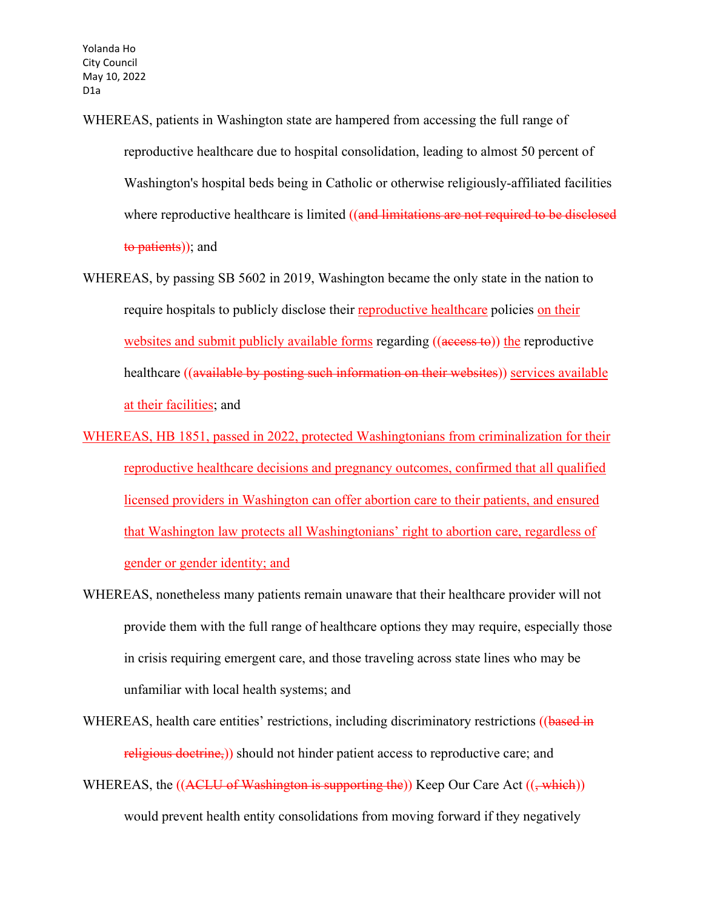WHEREAS, patients in Washington state are hampered from accessing the full range of reproductive healthcare due to hospital consolidation, leading to almost 50 percent of Washington's hospital beds being in Catholic or otherwise religiously-affiliated facilities where reproductive healthcare is limited ((~~and limitations are not required to be disclosed to patients~~)); and

WHEREAS, by passing SB 5602 in 2019, Washington became the only state in the nation to require hospitals to publicly disclose their <u>reproductive healthcare</u> policies <u>on their websites and submit publicly available forms</u> regarding ((~~access to~~)) <u>the</u> reproductive healthcare ((~~available by posting such information on their websites~~)) <u>services available at their facilities</u>; and

<u>WHEREAS, HB 1851, passed in 2022, protected Washingtonians from criminalization for their reproductive healthcare decisions and pregnancy outcomes, confirmed that all qualified licensed providers in Washington can offer abortion care to their patients, and ensured that Washington law protects all Washingtonians' right to abortion care, regardless of gender or gender identity; and</u>

WHEREAS, nonetheless many patients remain unaware that their healthcare provider will not provide them with the full range of healthcare options they may require, especially those in crisis requiring emergent care, and those traveling across state lines who may be unfamiliar with local health systems; and

WHEREAS, health care entities' restrictions, including discriminatory restrictions ((~~based in religious doctrine,~~)) should not hinder patient access to reproductive care; and

WHEREAS, the ((~~ACLU of Washington is supporting the~~)) Keep Our Care Act ((~~, which~~)) would prevent health entity consolidations from moving forward if they negatively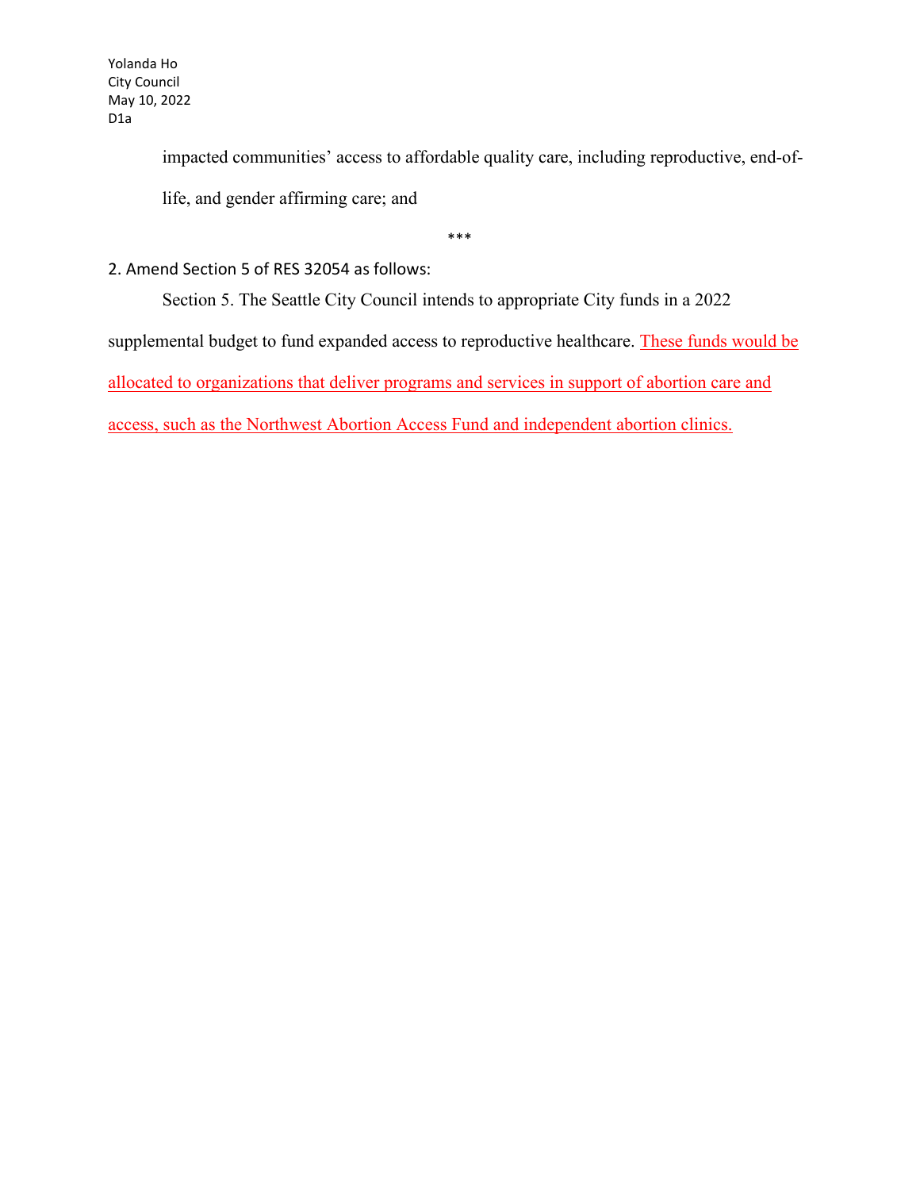impacted communities' access to affordable quality care, including reproductive, end-of-life, and gender affirming care; and

\*\*\*

2. Amend Section 5 of RES 32054 as follows:

Section 5. The Seattle City Council intends to appropriate City funds in a 2022 supplemental budget to fund expanded access to reproductive healthcare. <u>These funds would be allocated to organizations that deliver programs and services in support of abortion care and access, such as the Northwest Abortion Access Fund and independent abortion clinics.</u>